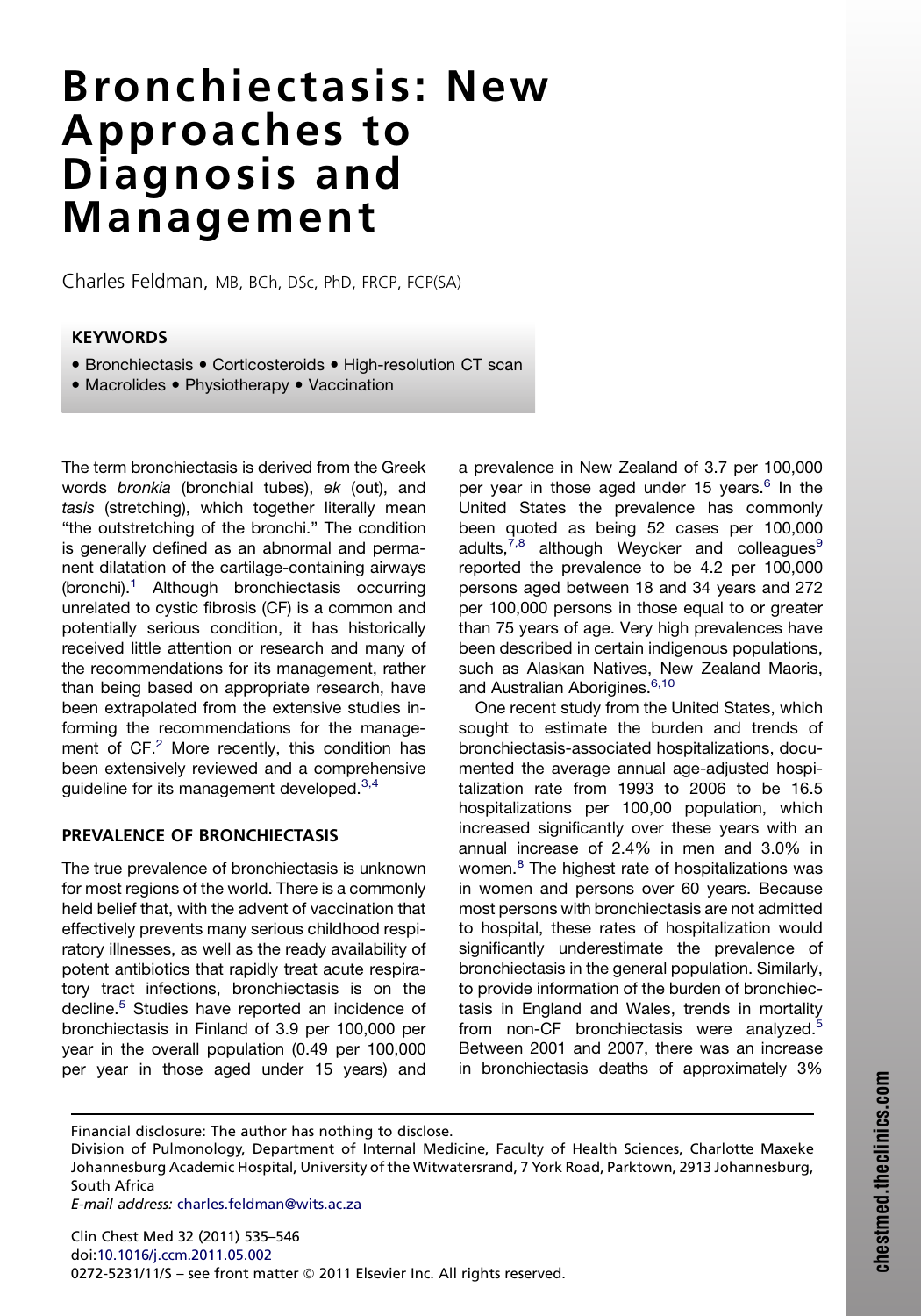# Bronchiectasis: New Approaches to Diagnosis and Management

Charles Feldman, MB, BCh, DSc, PhD, FRCP, FCP(SA)

**KEYWORDS**

- Bronchiectasis • Corticosteroids • High-resolution CT scan
- Macrolides • Physiotherapy • Vaccination

The term bronchiectasis is derived from the Greek words *bronkia* (bronchial tubes), *ek* (out), and *tasis* (stretching), which together literally mean "the outstretching of the bronchi." The condition is generally defined as an abnormal and permanent dilatation of the cartilage-containing airways (bronchi).[1] Although bronchiectasis occurring unrelated to cystic fibrosis (CF) is a common and potentially serious condition, it has historically received little attention or research and many of the recommendations for its management, rather than being based on appropriate research, have been extrapolated from the extensive studies informing the recommendations for the management of CF.[2] More recently, this condition has been extensively reviewed and a comprehensive guideline for its management developed.[3,4]

## PREVALENCE OF BRONCHIECTASIS

The true prevalence of bronchiectasis is unknown for most regions of the world. There is a commonly held belief that, with the advent of vaccination that effectively prevents many serious childhood respiratory illnesses, as well as the ready availability of potent antibiotics that rapidly treat acute respiratory tract infections, bronchiectasis is on the decline.[5] Studies have reported an incidence of bronchiectasis in Finland of 3.9 per 100,000 per year in the overall population (0.49 per 100,000 per year in those aged under 15 years) and a prevalence in New Zealand of 3.7 per 100,000 per year in those aged under 15 years.[6] In the United States the prevalence has commonly been quoted as being 52 cases per 100,000 adults,[7,8] although Weycker and colleagues[9] reported the prevalence to be 4.2 per 100,000 persons aged between 18 and 34 years and 272 per 100,000 persons in those equal to or greater than 75 years of age. Very high prevalences have been described in certain indigenous populations, such as Alaskan Natives, New Zealand Maoris, and Australian Aborigines.[6,10]

One recent study from the United States, which sought to estimate the burden and trends of bronchiectasis-associated hospitalizations, documented the average annual age-adjusted hospitalization rate from 1993 to 2006 to be 16.5 hospitalizations per 100,00 population, which increased significantly over these years with an annual increase of 2.4% in men and 3.0% in women.[8] The highest rate of hospitalizations was in women and persons over 60 years. Because most persons with bronchiectasis are not admitted to hospital, these rates of hospitalization would significantly underestimate the prevalence of bronchiectasis in the general population. Similarly, to provide information of the burden of bronchiectasis in England and Wales, trends in mortality from non-CF bronchiectasis were analyzed.[5] Between 2001 and 2007, there was an increase in bronchiectasis deaths of approximately 3%

Financial disclosure: The author has nothing to disclose.

Division of Pulmonology, Department of Internal Medicine, Faculty of Health Sciences, Charlotte Maxeke Johannesburg Academic Hospital, University of the Witwatersrand, 7 York Road, Parktown, 2913 Johannesburg, South Africa

*E-mail address:* charles.feldman@wits.ac.za

doi:10.1016/j.ccm.2011.05.002

0272-5231/11/$ – see front matter © 2011 Elsevier Inc. All rights reserved.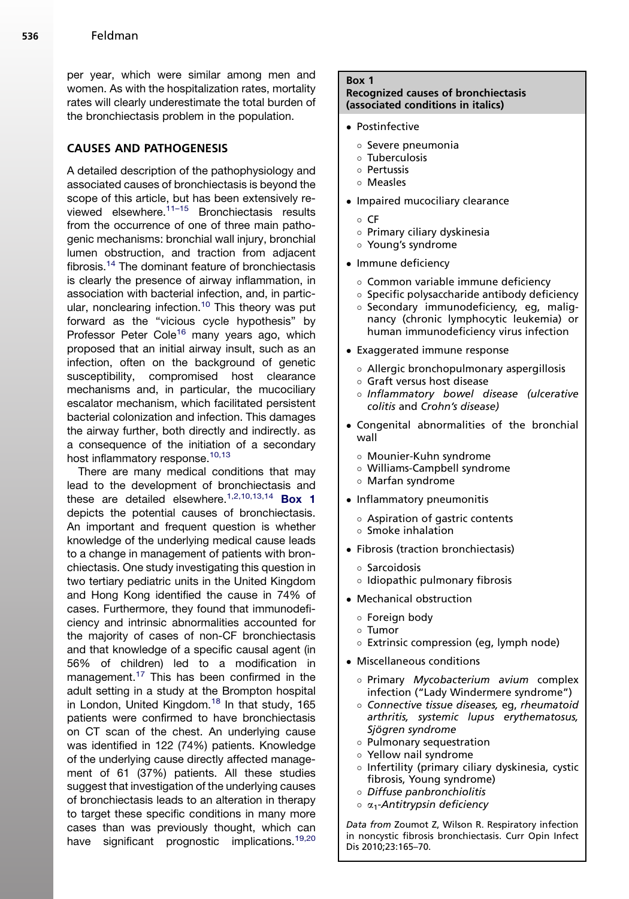per year, which were similar among men and women. As with the hospitalization rates, mortality rates will clearly underestimate the total burden of the bronchiectasis problem in the population.

## CAUSES AND PATHOGENESIS

A detailed description of the pathophysiology and associated causes of bronchiectasis is beyond the scope of this article, but has been extensively reviewed elsewhere.[11–15] Bronchiectasis results from the occurrence of one of three main pathogenic mechanisms: bronchial wall injury, bronchial lumen obstruction, and traction from adjacent fibrosis.[14] The dominant feature of bronchiectasis is clearly the presence of airway inflammation, in association with bacterial infection, and, in particular, nonclearing infection.[10] This theory was put forward as the "vicious cycle hypothesis" by Professor Peter Cole[16] many years ago, which proposed that an initial airway insult, such as an infection, often on the background of genetic susceptibility, compromised host clearance mechanisms and, in particular, the mucociliary escalator mechanism, which facilitated persistent bacterial colonization and infection. This damages the airway further, both directly and indirectly. as a consequence of the initiation of a secondary host inflammatory response.[10,13]

There are many medical conditions that may lead to the development of bronchiectasis and these are detailed elsewhere.[1,2,10,13,14] **Box 1** depicts the potential causes of bronchiectasis. An important and frequent question is whether knowledge of the underlying medical cause leads to a change in management of patients with bronchiectasis. One study investigating this question in two tertiary pediatric units in the United Kingdom and Hong Kong identified the cause in 74% of cases. Furthermore, they found that immunodeficiency and intrinsic abnormalities accounted for the majority of cases of non-CF bronchiectasis and that knowledge of a specific causal agent (in 56% of children) led to a modification in management.[17] This has been confirmed in the adult setting in a study at the Brompton hospital in London, United Kingdom.[18] In that study, 165 patients were confirmed to have bronchiectasis on CT scan of the chest. An underlying cause was identified in 122 (74%) patients. Knowledge of the underlying cause directly affected management of 61 (37%) patients. All these studies suggest that investigation of the underlying causes of bronchiectasis leads to an alteration in therapy to target these specific conditions in many more cases than was previously thought, which can have significant prognostic implications.[19,20]

**Box 1**
**Recognized causes of bronchiectasis (associated conditions in italics)**

- Postinfective
  - Severe pneumonia
  - Tuberculosis
  - Pertussis
  - Measles
- Impaired mucociliary clearance
  - CF
  - Primary ciliary dyskinesia
  - Young's syndrome
- Immune deficiency
  - Common variable immune deficiency
  - Specific polysaccharide antibody deficiency
  - Secondary immunodeficiency, eg, malignancy (chronic lymphocytic leukemia) or human immunodeficiency virus infection
- Exaggerated immune response
  - Allergic bronchopulmonary aspergillosis
  - Graft versus host disease
  - *Inflammatory bowel disease (ulcerative colitis* and *Crohn's disease)*
- Congenital abnormalities of the bronchial wall
  - Mounier-Kuhn syndrome
  - Williams-Campbell syndrome
  - Marfan syndrome
- Inflammatory pneumonitis
  - Aspiration of gastric contents
  - Smoke inhalation
- Fibrosis (traction bronchiectasis)
  - Sarcoidosis
  - Idiopathic pulmonary fibrosis
- Mechanical obstruction
  - Foreign body
  - Tumor
  - Extrinsic compression (eg, lymph node)
- Miscellaneous conditions
  - Primary *Mycobacterium avium* complex infection ("Lady Windermere syndrome")
  - *Connective tissue diseases,* eg, *rheumatoid arthritis, systemic lupus erythematosus, Sjögren syndrome*
  - Pulmonary sequestration
  - Yellow nail syndrome
  - Infertility (primary ciliary dyskinesia, cystic fibrosis, Young syndrome)
  - *Diffuse panbronchiolitis*
  - *$\alpha_1$-Antitrypsin deficiency*

*Data from* Zoumot Z, Wilson R. Respiratory infection in noncystic fibrosis bronchiectasis. Curr Opin Infect Dis 2010;23:165–70.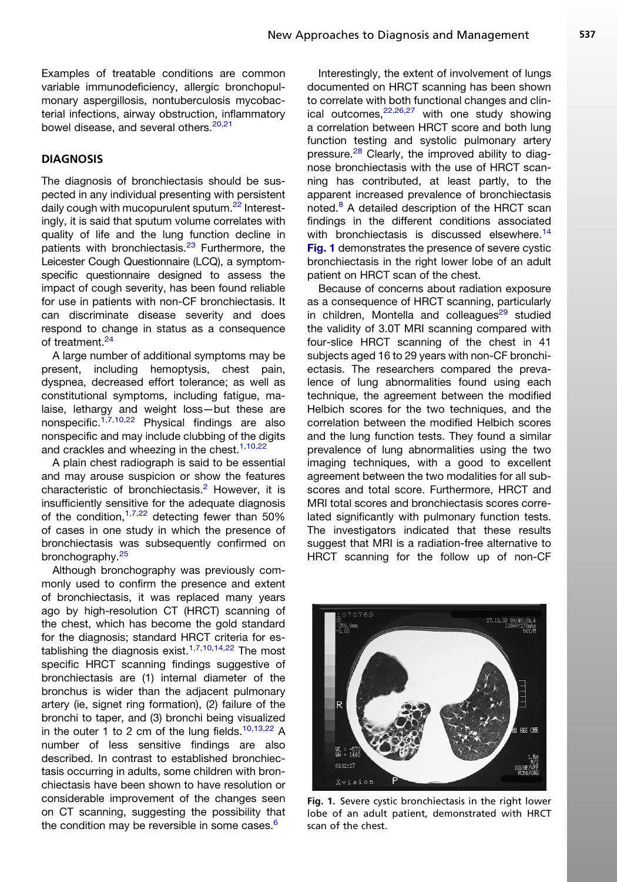Examples of treatable conditions are common variable immunodeficiency, allergic bronchopulmonary aspergillosis, nontuberculosis mycobacterial infections, airway obstruction, inflammatory bowel disease, and several others.[20,21]

## DIAGNOSIS

The diagnosis of bronchiectasis should be suspected in any individual presenting with persistent daily cough with mucopurulent sputum.[22] Interestingly, it is said that sputum volume correlates with quality of life and the lung function decline in patients with bronchiectasis.[23] Furthermore, the Leicester Cough Questionnaire (LCQ), a symptom-specific questionnaire designed to assess the impact of cough severity, has been found reliable for use in patients with non-CF bronchiectasis. It can discriminate disease severity and does respond to change in status as a consequence of treatment.[24]

A large number of additional symptoms may be present, including hemoptysis, chest pain, dyspnea, decreased effort tolerance; as well as constitutional symptoms, including fatigue, malaise, lethargy and weight loss—but these are nonspecific.[1,7,10,22] Physical findings are also nonspecific and may include clubbing of the digits and crackles and wheezing in the chest.[1,10,22]

A plain chest radiograph is said to be essential and may arouse suspicion or show the features characteristic of bronchiectasis.[2] However, it is insufficiently sensitive for the adequate diagnosis of the condition,[1,7,22] detecting fewer than 50% of cases in one study in which the presence of bronchiectasis was subsequently confirmed on bronchography.[25]

Although bronchography was previously commonly used to confirm the presence and extent of bronchiectasis, it was replaced many years ago by high-resolution CT (HRCT) scanning of the chest, which has become the gold standard for the diagnosis; standard HRCT criteria for establishing the diagnosis exist.[1,7,10,14,22] The most specific HRCT scanning findings suggestive of bronchiectasis are (1) internal diameter of the bronchus is wider than the adjacent pulmonary artery (ie, signet ring formation), (2) failure of the bronchi to taper, and (3) bronchi being visualized in the outer 1 to 2 cm of the lung fields.[10,13,22] A number of less sensitive findings are also described. In contrast to established bronchiectasis occurring in adults, some children with bronchiectasis have been shown to have resolution or considerable improvement of the changes seen on CT scanning, suggesting the possibility that the condition may be reversible in some cases.[6]

Interestingly, the extent of involvement of lungs documented on HRCT scanning has been shown to correlate with both functional changes and clinical outcomes,[22,26,27] with one study showing a correlation between HRCT score and both lung function testing and systolic pulmonary artery pressure.[28] Clearly, the improved ability to diagnose bronchiectasis with the use of HRCT scanning has contributed, at least partly, to the apparent increased prevalence of bronchiectasis noted.[8] A detailed description of the HRCT scan findings in the different conditions associated with bronchiectasis is discussed elsewhere.[14] **Fig. 1** demonstrates the presence of severe cystic bronchiectasis in the right lower lobe of an adult patient on HRCT scan of the chest.

Because of concerns about radiation exposure as a consequence of HRCT scanning, particularly in children, Montella and colleagues[29] studied the validity of 3.0T MRI scanning compared with four-slice HRCT scanning of the chest in 41 subjects aged 16 to 29 years with non-CF bronchiectasis. The researchers compared the prevalence of lung abnormalities found using each technique, the agreement between the modified Helbich scores for the two techniques, and the correlation between the modified Helbich scores and the lung function tests. They found a similar prevalence of lung abnormalities using the two imaging techniques, with a good to excellent agreement between the two modalities for all subscores and total score. Furthermore, HRCT and MRI total scores and bronchiectasis scores correlated significantly with pulmonary function tests. The investigators indicated that these results suggest that MRI is a radiation-free alternative to HRCT scanning for the follow up of non-CF

**Fig. 1.** Severe cystic bronchiectasis in the right lower lobe of an adult patient, demonstrated with HRCT scan of the chest.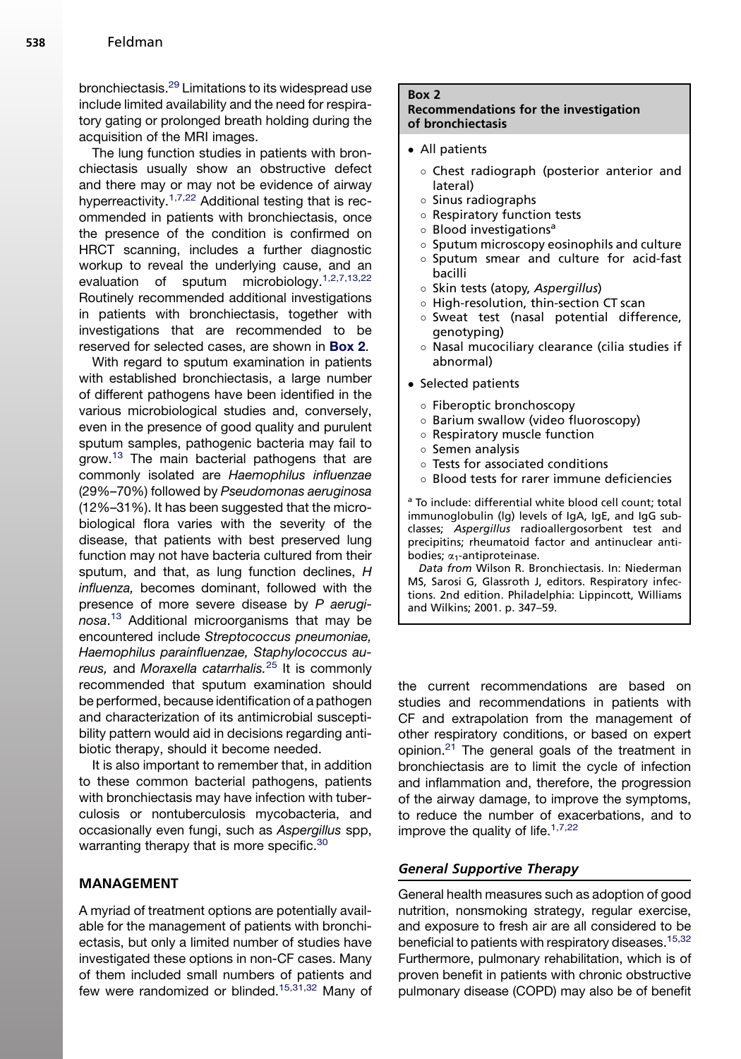bronchiectasis.[29] Limitations to its widespread use include limited availability and the need for respiratory gating or prolonged breath holding during the acquisition of the MRI images.

The lung function studies in patients with bronchiectasis usually show an obstructive defect and there may or may not be evidence of airway hyperreactivity.[1,7,22] Additional testing that is recommended in patients with bronchiectasis, once the presence of the condition is confirmed on HRCT scanning, includes a further diagnostic workup to reveal the underlying cause, and an evaluation of sputum microbiology.[1,2,7,13,22] Routinely recommended additional investigations in patients with bronchiectasis, together with investigations that are recommended to be reserved for selected cases, are shown in **Box 2**.

With regard to sputum examination in patients with established bronchiectasis, a large number of different pathogens have been identified in the various microbiological studies and, conversely, even in the presence of good quality and purulent sputum samples, pathogenic bacteria may fail to grow.[13] The main bacterial pathogens that are commonly isolated are *Haemophilus influenzae* (29%–70%) followed by *Pseudomonas aeruginosa* (12%–31%). It has been suggested that the microbiological flora varies with the severity of the disease, that patients with best preserved lung function may not have bacteria cultured from their sputum, and that, as lung function declines, *H influenza,* becomes dominant, followed with the presence of more severe disease by *P aeruginosa*.[13] Additional microorganisms that may be encountered include *Streptococcus pneumoniae, Haemophilus parainfluenzae, Staphylococcus aureus,* and *Moraxella catarrhalis.*[25] It is commonly recommended that sputum examination should be performed, because identification of a pathogen and characterization of its antimicrobial susceptibility pattern would aid in decisions regarding antibiotic therapy, should it become needed.

It is also important to remember that, in addition to these common bacterial pathogens, patients with bronchiectasis may have infection with tuberculosis or nontuberculosis mycobacteria, and occasionally even fungi, such as *Aspergillus* spp, warranting therapy that is more specific.[30]

**Box 2**
**Recommendations for the investigation of bronchiectasis**

- All patients
  - Chest radiograph (posterior anterior and lateral)
  - Sinus radiographs
  - Respiratory function tests
  - Blood investigations[a]
  - Sputum microscopy eosinophils and culture
  - Sputum smear and culture for acid-fast bacilli
  - Skin tests (atopy, *Aspergillus*)
  - High-resolution, thin-section CT scan
  - Sweat test (nasal potential difference, genotyping)
  - Nasal mucociliary clearance (cilia studies if abnormal)
- Selected patients
  - Fiberoptic bronchoscopy
  - Barium swallow (video fluoroscopy)
  - Respiratory muscle function
  - Semen analysis
  - Tests for associated conditions
  - Blood tests for rarer immune deficiencies

[a] To include: differential white blood cell count; total immunoglobulin (Ig) levels of IgA, IgE, and IgG subclasses; *Aspergillus* radioallergosorbent test and precipitins; rheumatoid factor and antinuclear antibodies; $\alpha_1$-antiproteinase.

*Data from* Wilson R. Bronchiectasis. In: Niederman MS, Sarosi G, Glassroth J, editors. Respiratory infections. 2nd edition. Philadelphia: Lippincott, Williams and Wilkins; 2001. p. 347–59.

## MANAGEMENT

A myriad of treatment options are potentially available for the management of patients with bronchiectasis, but only a limited number of studies have investigated these options in non-CF cases. Many of them included small numbers of patients and few were randomized or blinded.[15,31,32] Many of the current recommendations are based on studies and recommendations in patients with CF and extrapolation from the management of other respiratory conditions, or based on expert opinion.[21] The general goals of the treatment in bronchiectasis are to limit the cycle of infection and inflammation and, therefore, the progression of the airway damage, to improve the symptoms, to reduce the number of exacerbations, and to improve the quality of life.[1,7,22]

### *General Supportive Therapy*

General health measures such as adoption of good nutrition, nonsmoking strategy, regular exercise, and exposure to fresh air are all considered to be beneficial to patients with respiratory diseases.[15,32] Furthermore, pulmonary rehabilitation, which is of proven benefit in patients with chronic obstructive pulmonary disease (COPD) may also be of benefit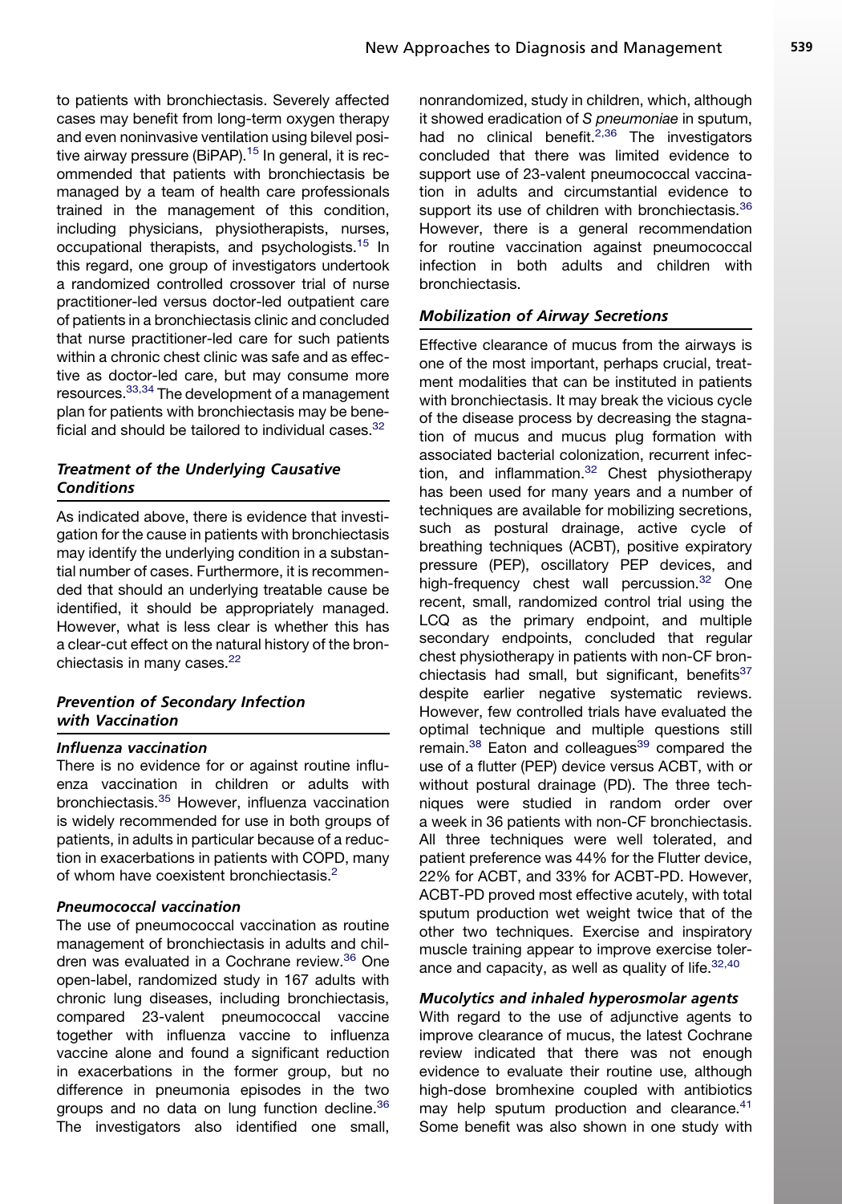to patients with bronchiectasis. Severely affected cases may benefit from long-term oxygen therapy and even noninvasive ventilation using bilevel positive airway pressure (BiPAP).[15] In general, it is recommended that patients with bronchiectasis be managed by a team of health care professionals trained in the management of this condition, including physicians, physiotherapists, nurses, occupational therapists, and psychologists.[15] In this regard, one group of investigators undertook a randomized controlled crossover trial of nurse practitioner-led versus doctor-led outpatient care of patients in a bronchiectasis clinic and concluded that nurse practitioner-led care for such patients within a chronic chest clinic was safe and as effective as doctor-led care, but may consume more resources.[33,34] The development of a management plan for patients with bronchiectasis may be beneficial and should be tailored to individual cases.[32]

### *Treatment of the Underlying Causative Conditions*

As indicated above, there is evidence that investigation for the cause in patients with bronchiectasis may identify the underlying condition in a substantial number of cases. Furthermore, it is recommended that should an underlying treatable cause be identified, it should be appropriately managed. However, what is less clear is whether this has a clear-cut effect on the natural history of the bronchiectasis in many cases.[22]

### *Prevention of Secondary Infection with Vaccination*

#### *Influenza vaccination*

There is no evidence for or against routine influenza vaccination in children or adults with bronchiectasis.[35] However, influenza vaccination is widely recommended for use in both groups of patients, in adults in particular because of a reduction in exacerbations in patients with COPD, many of whom have coexistent bronchiectasis.[2]

#### *Pneumococcal vaccination*

The use of pneumococcal vaccination as routine management of bronchiectasis in adults and children was evaluated in a Cochrane review.[36] One open-label, randomized study in 167 adults with chronic lung diseases, including bronchiectasis, compared 23-valent pneumococcal vaccine together with influenza vaccine to influenza vaccine alone and found a significant reduction in exacerbations in the former group, but no difference in pneumonia episodes in the two groups and no data on lung function decline.[36] The investigators also identified one small, nonrandomized, study in children, which, although it showed eradication of *S pneumoniae* in sputum, had no clinical benefit.[2,36] The investigators concluded that there was limited evidence to support use of 23-valent pneumococcal vaccination in adults and circumstantial evidence to support its use of children with bronchiectasis.[36] However, there is a general recommendation for routine vaccination against pneumococcal infection in both adults and children with bronchiectasis.

### *Mobilization of Airway Secretions*

Effective clearance of mucus from the airways is one of the most important, perhaps crucial, treatment modalities that can be instituted in patients with bronchiectasis. It may break the vicious cycle of the disease process by decreasing the stagnation of mucus and mucus plug formation with associated bacterial colonization, recurrent infection, and inflammation.[32] Chest physiotherapy has been used for many years and a number of techniques are available for mobilizing secretions, such as postural drainage, active cycle of breathing techniques (ACBT), positive expiratory pressure (PEP), oscillatory PEP devices, and high-frequency chest wall percussion.[32] One recent, small, randomized control trial using the LCQ as the primary endpoint, and multiple secondary endpoints, concluded that regular chest physiotherapy in patients with non-CF bronchiectasis had small, but significant, benefits[37] despite earlier negative systematic reviews. However, few controlled trials have evaluated the optimal technique and multiple questions still remain.[38] Eaton and colleagues[39] compared the use of a flutter (PEP) device versus ACBT, with or without postural drainage (PD). The three techniques were studied in random order over a week in 36 patients with non-CF bronchiectasis. All three techniques were well tolerated, and patient preference was 44% for the Flutter device, 22% for ACBT, and 33% for ACBT-PD. However, ACBT-PD proved most effective acutely, with total sputum production wet weight twice that of the other two techniques. Exercise and inspiratory muscle training appear to improve exercise tolerance and capacity, as well as quality of life.[32,40]

#### *Mucolytics and inhaled hyperosmolar agents*

With regard to the use of adjunctive agents to improve clearance of mucus, the latest Cochrane review indicated that there was not enough evidence to evaluate their routine use, although high-dose bromhexine coupled with antibiotics may help sputum production and clearance.[41] Some benefit was also shown in one study with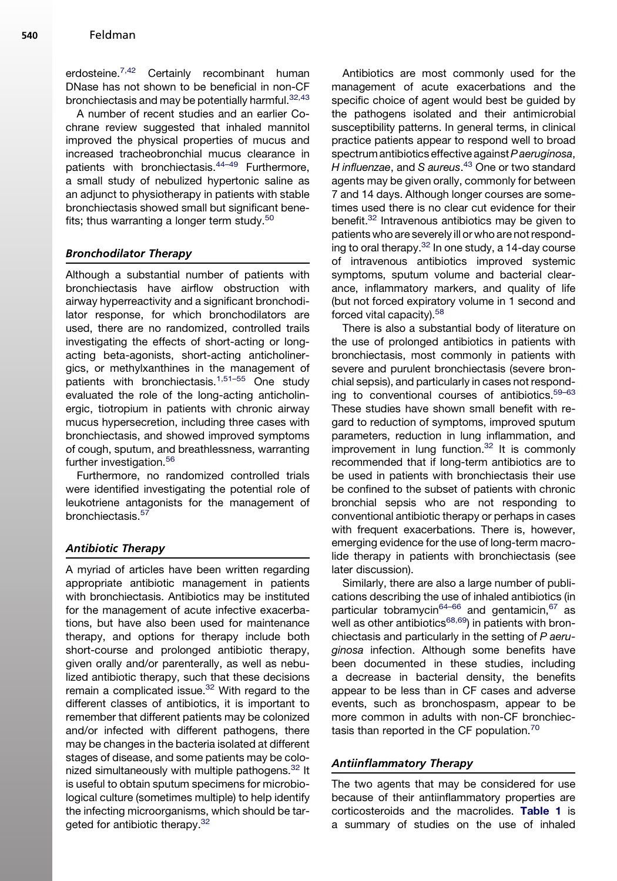erdosteine.[7,42] Certainly recombinant human DNase has not shown to be beneficial in non-CF bronchiectasis and may be potentially harmful.[32,43]

A number of recent studies and an earlier Cochrane review suggested that inhaled mannitol improved the physical properties of mucus and increased tracheobronchial mucus clearance in patients with bronchiectasis.[44–49] Furthermore, a small study of nebulized hypertonic saline as an adjunct to physiotherapy in patients with stable bronchiectasis showed small but significant benefits; thus warranting a longer term study.[50]

### *Bronchodilator Therapy*

Although a substantial number of patients with bronchiectasis have airflow obstruction with airway hyperreactivity and a significant bronchodilator response, for which bronchodilators are used, there are no randomized, controlled trails investigating the effects of short-acting or long-acting beta-agonists, short-acting anticholinergics, or methylxanthines in the management of patients with bronchiectasis.[1,51–55] One study evaluated the role of the long-acting anticholinergic, tiotropium in patients with chronic airway mucus hypersecretion, including three cases with bronchiectasis, and showed improved symptoms of cough, sputum, and breathlessness, warranting further investigation.[56]

Furthermore, no randomized controlled trials were identified investigating the potential role of leukotriene antagonists for the management of bronchiectasis.[57]

### *Antibiotic Therapy*

A myriad of articles have been written regarding appropriate antibiotic management in patients with bronchiectasis. Antibiotics may be instituted for the management of acute infective exacerbations, but have also been used for maintenance therapy, and options for therapy include both short-course and prolonged antibiotic therapy, given orally and/or parenterally, as well as nebulized antibiotic therapy, such that these decisions remain a complicated issue.[32] With regard to the different classes of antibiotics, it is important to remember that different patients may be colonized and/or infected with different pathogens, there may be changes in the bacteria isolated at different stages of disease, and some patients may be colonized simultaneously with multiple pathogens.[32] It is useful to obtain sputum specimens for microbiological culture (sometimes multiple) to help identify the infecting microorganisms, which should be targeted for antibiotic therapy.[32]

Antibiotics are most commonly used for the management of acute exacerbations and the specific choice of agent would best be guided by the pathogens isolated and their antimicrobial susceptibility patterns. In general terms, in clinical practice patients appear to respond well to broad spectrum antibiotics effective against *P aeruginosa*, *H influenzae*, and *S aureus*.[43] One or two standard agents may be given orally, commonly for between 7 and 14 days. Although longer courses are sometimes used there is no clear cut evidence for their benefit.[32] Intravenous antibiotics may be given to patients who are severely ill or who are not responding to oral therapy.[32] In one study, a 14-day course of intravenous antibiotics improved systemic symptoms, sputum volume and bacterial clearance, inflammatory markers, and quality of life (but not forced expiratory volume in 1 second and forced vital capacity).[58]

There is also a substantial body of literature on the use of prolonged antibiotics in patients with bronchiectasis, most commonly in patients with severe and purulent bronchiectasis (severe bronchial sepsis), and particularly in cases not responding to conventional courses of antibiotics.[59–63] These studies have shown small benefit with regard to reduction of symptoms, improved sputum parameters, reduction in lung inflammation, and improvement in lung function.[32] It is commonly recommended that if long-term antibiotics are to be used in patients with bronchiectasis their use be confined to the subset of patients with chronic bronchial sepsis who are not responding to conventional antibiotic therapy or perhaps in cases with frequent exacerbations. There is, however, emerging evidence for the use of long-term macrolide therapy in patients with bronchiectasis (see later discussion).

Similarly, there are also a large number of publications describing the use of inhaled antibiotics (in particular tobramycin[64–66] and gentamicin,[67] as well as other antibiotics[68,69]) in patients with bronchiectasis and particularly in the setting of *P aeruginosa* infection. Although some benefits have been documented in these studies, including a decrease in bacterial density, the benefits appear to be less than in CF cases and adverse events, such as bronchospasm, appear to be more common in adults with non-CF bronchiectasis than reported in the CF population.[70]

### *Antiinflammatory Therapy*

The two agents that may be considered for use because of their antiinflammatory properties are corticosteroids and the macrolides. **Table 1** is a summary of studies on the use of inhaled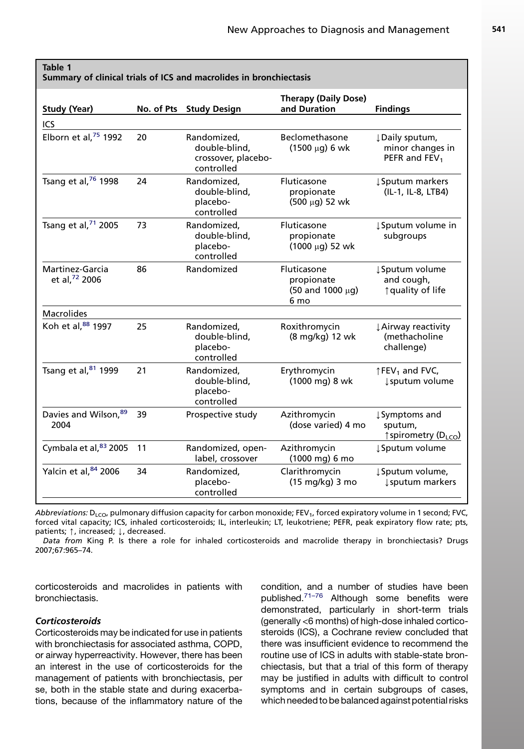**Table 1**
**Summary of clinical trials of ICS and macrolides in bronchiectasis**

| Study (Year) | No. of Pts | Study Design | Therapy (Daily Dose) and Duration | Findings |
|---|---|---|---|---|
| ICS | | | | |
| Elborn et al,[75] 1992 | 20 | Randomized, double-blind, crossover, placebo-controlled | Beclomethasone (1500 μg) 6 wk | ↓Daily sputum, minor changes in PEFR and $FEV_1$ |
| Tsang et al,[76] 1998 | 24 | Randomized, double-blind, placebo-controlled | Fluticasone propionate (500 μg) 52 wk | ↓Sputum markers (IL-1, IL-8, LTB4) |
| Tsang et al,[71] 2005 | 73 | Randomized, double-blind, placebo-controlled | Fluticasone propionate (1000 μg) 52 wk | ↓Sputum volume in subgroups |
| Martinez-Garcia et al,[72] 2006 | 86 | Randomized | Fluticasone propionate (50 and 1000 μg) 6 mo | ↓Sputum volume and cough, ↑quality of life |
| Macrolides | | | | |
| Koh et al,[88] 1997 | 25 | Randomized, double-blind, placebo-controlled | Roxithromycin (8 mg/kg) 12 wk | ↓Airway reactivity (methacholine challenge) |
| Tsang et al,[81] 1999 | 21 | Randomized, double-blind, placebo-controlled | Erythromycin (1000 mg) 8 wk | ↑$FEV_1$ and FVC, ↓sputum volume |
| Davies and Wilson,[89] 2004 | 39 | Prospective study | Azithromycin (dose varied) 4 mo | ↓Symptoms and sputum, ↑spirometry ($D_{LCO}$) |
| Cymbala et al,[83] 2005 | 11 | Randomized, open-label, crossover | Azithromycin (1000 mg) 6 mo | ↓Sputum volume |
| Yalcin et al,[84] 2006 | 34 | Randomized, placebo-controlled | Clarithromycin (15 mg/kg) 3 mo | ↓Sputum volume, ↓sputum markers |

*Abbreviations:* $D_{LCO}$, pulmonary diffusion capacity for carbon monoxide; $FEV_1$, forced expiratory volume in 1 second; FVC, forced vital capacity; ICS, inhaled corticosteroids; IL, interleukin; LT, leukotriene; PEFR, peak expiratory flow rate; pts, patients; ↑, increased; ↓, decreased.

*Data from* King P. Is there a role for inhaled corticosteroids and macrolide therapy in bronchiectasis? Drugs 2007;67:965–74.

corticosteroids and macrolides in patients with bronchiectasis.

### *Corticosteroids*

Corticosteroids may be indicated for use in patients with bronchiectasis for associated asthma, COPD, or airway hyperreactivity. However, there has been an interest in the use of corticosteroids for the management of patients with bronchiectasis, per se, both in the stable state and during exacerbations, because of the inflammatory nature of the condition, and a number of studies have been published.[71–76] Although some benefits were demonstrated, particularly in short-term trials (generally <6 months) of high-dose inhaled corticosteroids (ICS), a Cochrane review concluded that there was insufficient evidence to recommend the routine use of ICS in adults with stable-state bronchiectasis, but that a trial of this form of therapy may be justified in adults with difficult to control symptoms and in certain subgroups of cases, which needed to be balanced against potential risks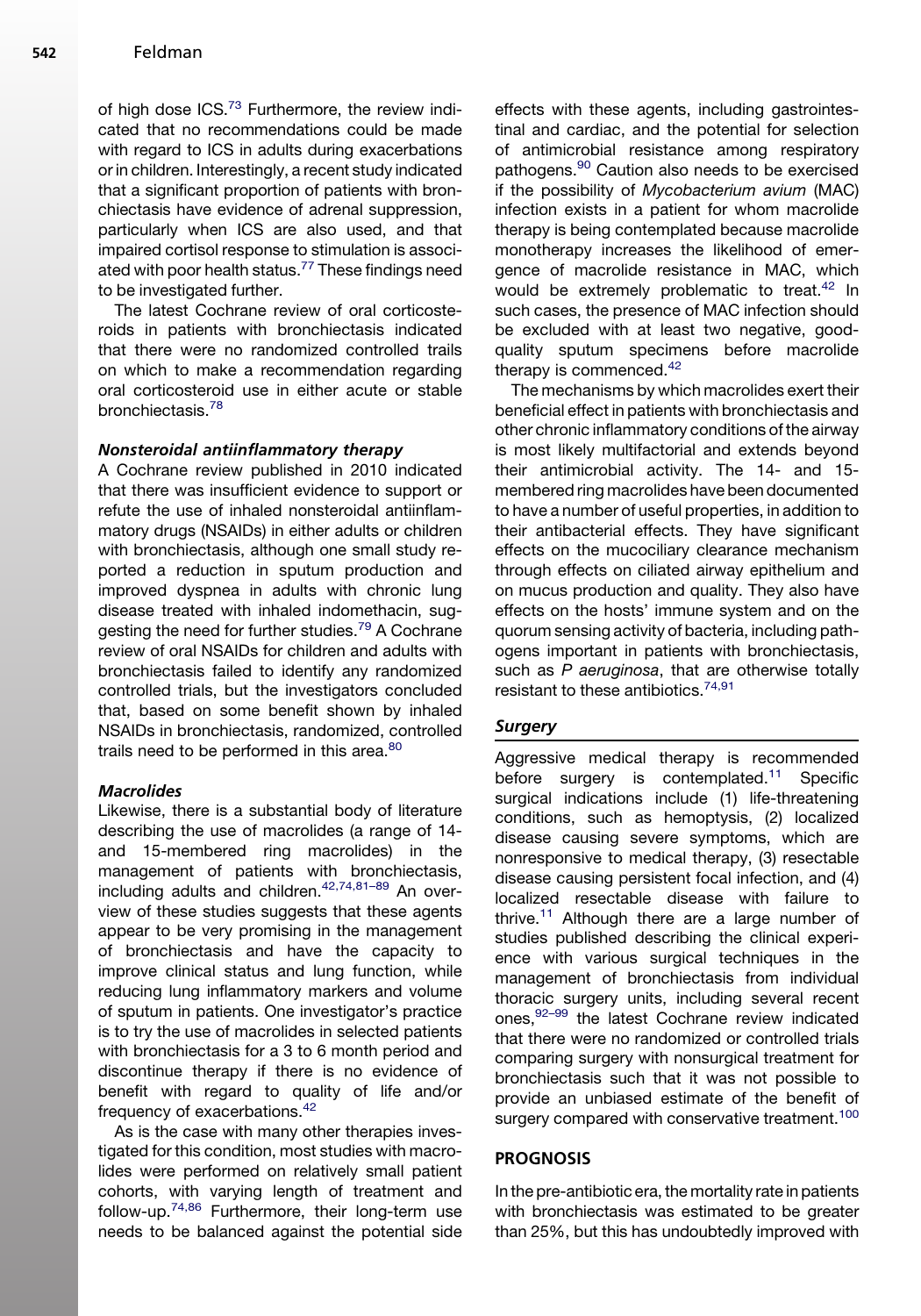of high dose ICS.[73] Furthermore, the review indicated that no recommendations could be made with regard to ICS in adults during exacerbations or in children. Interestingly, a recent study indicated that a significant proportion of patients with bronchiectasis have evidence of adrenal suppression, particularly when ICS are also used, and that impaired cortisol response to stimulation is associated with poor health status.[77] These findings need to be investigated further.

The latest Cochrane review of oral corticosteroids in patients with bronchiectasis indicated that there were no randomized controlled trails on which to make a recommendation regarding oral corticosteroid use in either acute or stable bronchiectasis.[78]

### *Nonsteroidal antiinflammatory therapy*

A Cochrane review published in 2010 indicated that there was insufficient evidence to support or refute the use of inhaled nonsteroidal antiinflammatory drugs (NSAIDs) in either adults or children with bronchiectasis, although one small study reported a reduction in sputum production and improved dyspnea in adults with chronic lung disease treated with inhaled indomethacin, suggesting the need for further studies.[79] A Cochrane review of oral NSAIDs for children and adults with bronchiectasis failed to identify any randomized controlled trials, but the investigators concluded that, based on some benefit shown by inhaled NSAIDs in bronchiectasis, randomized, controlled trails need to be performed in this area.[80]

### *Macrolides*

Likewise, there is a substantial body of literature describing the use of macrolides (a range of 14- and 15-membered ring macrolides) in the management of patients with bronchiectasis, including adults and children.[42,74,81–89] An overview of these studies suggests that these agents appear to be very promising in the management of bronchiectasis and have the capacity to improve clinical status and lung function, while reducing lung inflammatory markers and volume of sputum in patients. One investigator's practice is to try the use of macrolides in selected patients with bronchiectasis for a 3 to 6 month period and discontinue therapy if there is no evidence of benefit with regard to quality of life and/or frequency of exacerbations.[42]

As is the case with many other therapies investigated for this condition, most studies with macrolides were performed on relatively small patient cohorts, with varying length of treatment and follow-up.[74,86] Furthermore, their long-term use needs to be balanced against the potential side effects with these agents, including gastrointestinal and cardiac, and the potential for selection of antimicrobial resistance among respiratory pathogens.[90] Caution also needs to be exercised if the possibility of *Mycobacterium avium* (MAC) infection exists in a patient for whom macrolide therapy is being contemplated because macrolide monotherapy increases the likelihood of emergence of macrolide resistance in MAC, which would be extremely problematic to treat.[42] In such cases, the presence of MAC infection should be excluded with at least two negative, good-quality sputum specimens before macrolide therapy is commenced.[42]

The mechanisms by which macrolides exert their beneficial effect in patients with bronchiectasis and other chronic inflammatory conditions of the airway is most likely multifactorial and extends beyond their antimicrobial activity. The 14- and 15-membered ring macrolides have been documented to have a number of useful properties, in addition to their antibacterial effects. They have significant effects on the mucociliary clearance mechanism through effects on ciliated airway epithelium and on mucus production and quality. They also have effects on the hosts' immune system and on the quorum sensing activity of bacteria, including pathogens important in patients with bronchiectasis, such as *P aeruginosa*, that are otherwise totally resistant to these antibiotics.[74,91]

### *Surgery*

Aggressive medical therapy is recommended before surgery is contemplated.[11] Specific surgical indications include (1) life-threatening conditions, such as hemoptysis, (2) localized disease causing severe symptoms, which are nonresponsive to medical therapy, (3) resectable disease causing persistent focal infection, and (4) localized resectable disease with failure to thrive.[11] Although there are a large number of studies published describing the clinical experience with various surgical techniques in the management of bronchiectasis from individual thoracic surgery units, including several recent ones,[92–99] the latest Cochrane review indicated that there were no randomized or controlled trials comparing surgery with nonsurgical treatment for bronchiectasis such that it was not possible to provide an unbiased estimate of the benefit of surgery compared with conservative treatment.[100]

## PROGNOSIS

In the pre-antibiotic era, the mortality rate in patients with bronchiectasis was estimated to be greater than 25%, but this has undoubtedly improved with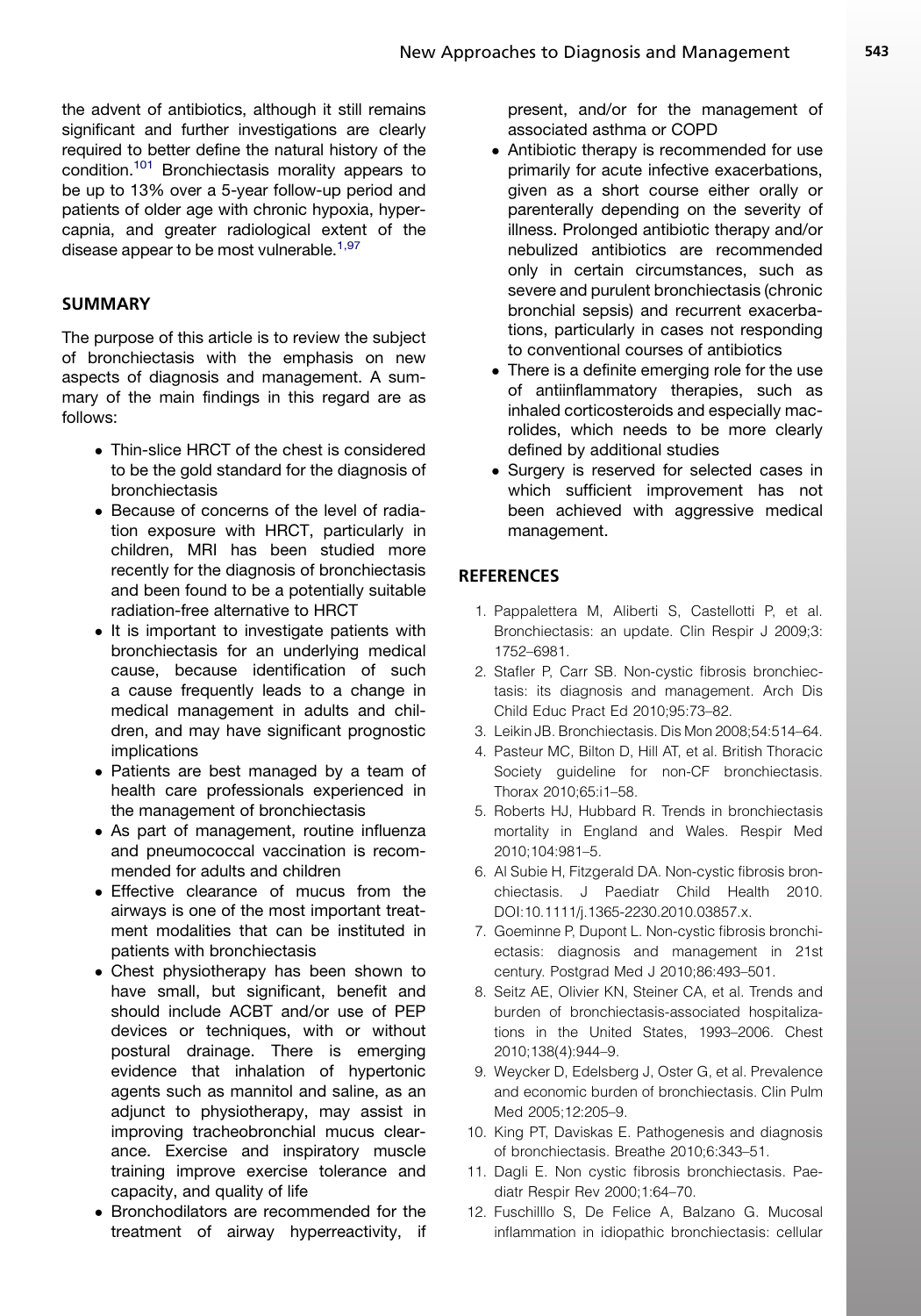the advent of antibiotics, although it still remains significant and further investigations are clearly required to better define the natural history of the condition.[101] Bronchiectasis morality appears to be up to 13% over a 5-year follow-up period and patients of older age with chronic hypoxia, hypercapnia, and greater radiological extent of the disease appear to be most vulnerable.[1,97]

## SUMMARY

The purpose of this article is to review the subject of bronchiectasis with the emphasis on new aspects of diagnosis and management. A summary of the main findings in this regard are as follows:

- Thin-slice HRCT of the chest is considered to be the gold standard for the diagnosis of bronchiectasis
- Because of concerns of the level of radiation exposure with HRCT, particularly in children, MRI has been studied more recently for the diagnosis of bronchiectasis and been found to be a potentially suitable radiation-free alternative to HRCT
- It is important to investigate patients with bronchiectasis for an underlying medical cause, because identification of such a cause frequently leads to a change in medical management in adults and children, and may have significant prognostic implications
- Patients are best managed by a team of health care professionals experienced in the management of bronchiectasis
- As part of management, routine influenza and pneumococcal vaccination is recommended for adults and children
- Effective clearance of mucus from the airways is one of the most important treatment modalities that can be instituted in patients with bronchiectasis
- Chest physiotherapy has been shown to have small, but significant, benefit and should include ACBT and/or use of PEP devices or techniques, with or without postural drainage. There is emerging evidence that inhalation of hypertonic agents such as mannitol and saline, as an adjunct to physiotherapy, may assist in improving tracheobronchial mucus clearance. Exercise and inspiratory muscle training improve exercise tolerance and capacity, and quality of life
- Bronchodilators are recommended for the treatment of airway hyperreactivity, if present, and/or for the management of associated asthma or COPD
- Antibiotic therapy is recommended for use primarily for acute infective exacerbations, given as a short course either orally or parenterally depending on the severity of illness. Prolonged antibiotic therapy and/or nebulized antibiotics are recommended only in certain circumstances, such as severe and purulent bronchiectasis (chronic bronchial sepsis) and recurrent exacerbations, particularly in cases not responding to conventional courses of antibiotics
- There is a definite emerging role for the use of antiinflammatory therapies, such as inhaled corticosteroids and especially macrolides, which needs to be more clearly defined by additional studies
- Surgery is reserved for selected cases in which sufficient improvement has not been achieved with aggressive medical management.

## REFERENCES

1. Pappalettera M, Aliberti S, Castellotti P, et al. Bronchiectasis: an update. Clin Respir J 2009;3: 1752–6981.
2. Stafler P, Carr SB. Non-cystic fibrosis bronchiectasis: its diagnosis and management. Arch Dis Child Educ Pract Ed 2010;95:73–82.
3. Leikin JB. Bronchiectasis. Dis Mon 2008;54:514–64.
4. Pasteur MC, Bilton D, Hill AT, et al. British Thoracic Society guideline for non-CF bronchiectasis. Thorax 2010;65:i1–58.
5. Roberts HJ, Hubbard R. Trends in bronchiectasis mortality in England and Wales. Respir Med 2010;104:981–5.
6. Al Subie H, Fitzgerald DA. Non-cystic fibrosis bronchiectasis. J Paediatr Child Health 2010. DOI:10.1111/j.1365-2230.2010.03857.x.
7. Goeminne P, Dupont L. Non-cystic fibrosis bronchiectasis: diagnosis and management in 21st century. Postgrad Med J 2010;86:493–501.
8. Seitz AE, Olivier KN, Steiner CA, et al. Trends and burden of bronchiectasis-associated hospitalizations in the United States, 1993–2006. Chest 2010;138(4):944–9.
9. Weycker D, Edelsberg J, Oster G, et al. Prevalence and economic burden of bronchiectasis. Clin Pulm Med 2005;12:205–9.
10. King PT, Daviskas E. Pathogenesis and diagnosis of bronchiectasis. Breathe 2010;6:343–51.
11. Dagli E. Non cystic fibrosis bronchiectasis. Paediatr Respir Rev 2000;1:64–70.
12. Fuschillo S, De Felice A, Balzano G. Mucosal inflammation in idiopathic bronchiectasis: cellular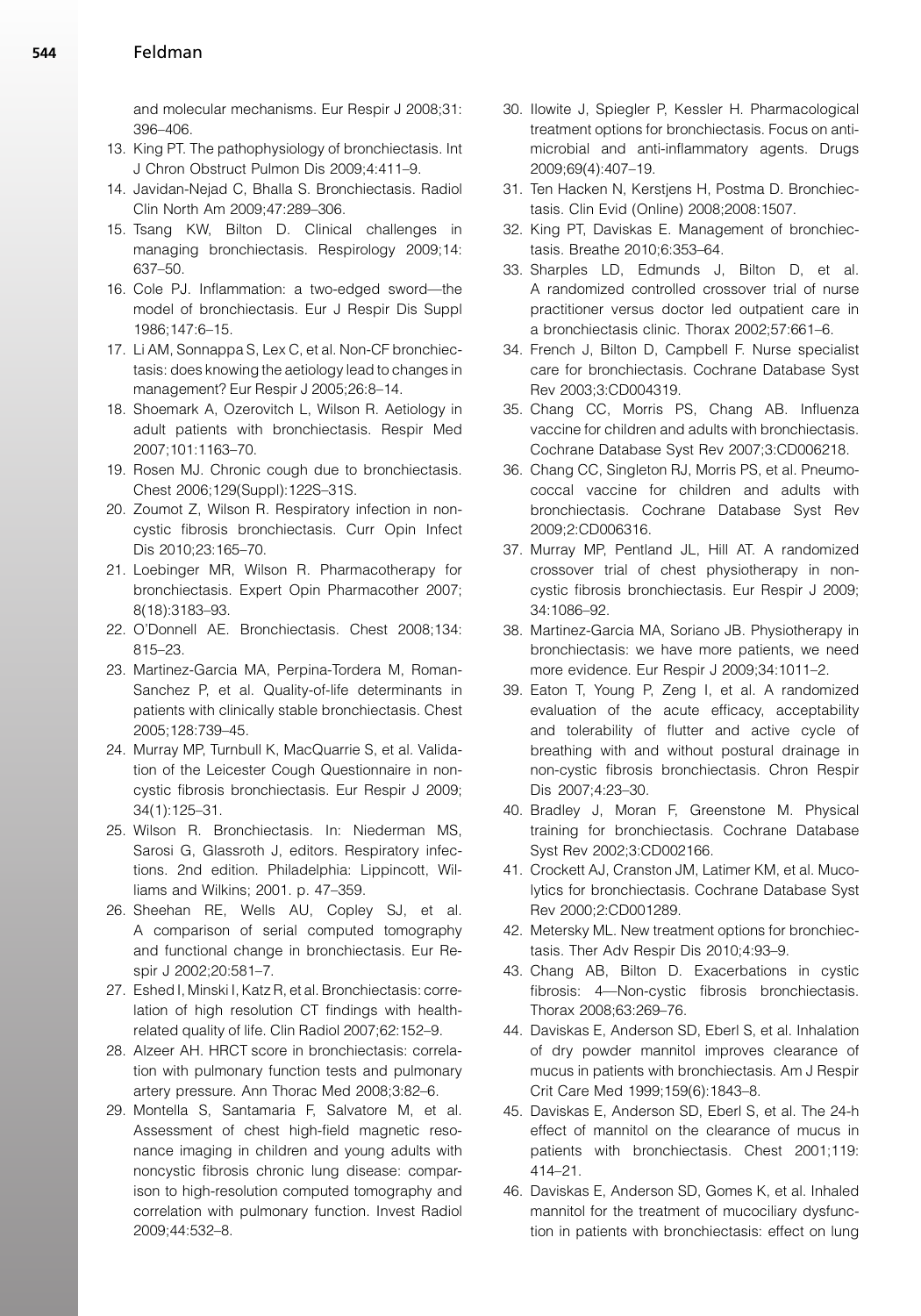and molecular mechanisms. Eur Respir J 2008;31: 396–406.

13. King PT. The pathophysiology of bronchiectasis. Int J Chron Obstruct Pulmon Dis 2009;4:411–9.
14. Javidan-Nejad C, Bhalla S. Bronchiectasis. Radiol Clin North Am 2009;47:289–306.
15. Tsang KW, Bilton D. Clinical challenges in managing bronchiectasis. Respirology 2009;14: 637–50.
16. Cole PJ. Inflammation: a two-edged sword—the model of bronchiectasis. Eur J Respir Dis Suppl 1986;147:6–15.
17. Li AM, Sonnappa S, Lex C, et al. Non-CF bronchiectasis: does knowing the aetiology lead to changes in management? Eur Respir J 2005;26:8–14.
18. Shoemark A, Ozerovitch L, Wilson R. Aetiology in adult patients with bronchiectasis. Respir Med 2007;101:1163–70.
19. Rosen MJ. Chronic cough due to bronchiectasis. Chest 2006;129(Suppl):122S–31S.
20. Zoumot Z, Wilson R. Respiratory infection in noncystic fibrosis bronchiectasis. Curr Opin Infect Dis 2010;23:165–70.
21. Loebinger MR, Wilson R. Pharmacotherapy for bronchiectasis. Expert Opin Pharmacother 2007; 8(18):3183–93.
22. O'Donnell AE. Bronchiectasis. Chest 2008;134: 815–23.
23. Martinez-Garcia MA, Perpina-Tordera M, Roman-Sanchez P, et al. Quality-of-life determinants in patients with clinically stable bronchiectasis. Chest 2005;128:739–45.
24. Murray MP, Turnbull K, MacQuarrie S, et al. Validation of the Leicester Cough Questionnaire in noncystic fibrosis bronchiectasis. Eur Respir J 2009; 34(1):125–31.
25. Wilson R. Bronchiectasis. In: Niederman MS, Sarosi G, Glassroth J, editors. Respiratory infections. 2nd edition. Philadelphia: Lippincott, Williams and Wilkins; 2001. p. 47–359.
26. Sheehan RE, Wells AU, Copley SJ, et al. A comparison of serial computed tomography and functional change in bronchiectasis. Eur Respir J 2002;20:581–7.
27. Eshed I, Minski I, Katz R, et al. Bronchiectasis: correlation of high resolution CT findings with health-related quality of life. Clin Radiol 2007;62:152–9.
28. Alzeer AH. HRCT score in bronchiectasis: correlation with pulmonary function tests and pulmonary artery pressure. Ann Thorac Med 2008;3:82–6.
29. Montella S, Santamaria F, Salvatore M, et al. Assessment of chest high-field magnetic resonance imaging in children and young adults with noncystic fibrosis chronic lung disease: comparison to high-resolution computed tomography and correlation with pulmonary function. Invest Radiol 2009;44:532–8.
30. Ilowite J, Spiegler P, Kessler H. Pharmacological treatment options for bronchiectasis. Focus on antimicrobial and anti-inflammatory agents. Drugs 2009;69(4):407–19.
31. Ten Hacken N, Kerstjens H, Postma D. Bronchiectasis. Clin Evid (Online) 2008;2008:1507.
32. King PT, Daviskas E. Management of bronchiectasis. Breathe 2010;6:353–64.
33. Sharples LD, Edmunds J, Bilton D, et al. A randomized controlled crossover trial of nurse practitioner versus doctor led outpatient care in a bronchiectasis clinic. Thorax 2002;57:661–6.
34. French J, Bilton D, Campbell F. Nurse specialist care for bronchiectasis. Cochrane Database Syst Rev 2003;3:CD004319.
35. Chang CC, Morris PS, Chang AB. Influenza vaccine for children and adults with bronchiectasis. Cochrane Database Syst Rev 2007;3:CD006218.
36. Chang CC, Singleton RJ, Morris PS, et al. Pneumococcal vaccine for children and adults with bronchiectasis. Cochrane Database Syst Rev 2009;2:CD006316.
37. Murray MP, Pentland JL, Hill AT. A randomized crossover trial of chest physiotherapy in noncystic fibrosis bronchiectasis. Eur Respir J 2009; 34:1086–92.
38. Martinez-Garcia MA, Soriano JB. Physiotherapy in bronchiectasis: we have more patients, we need more evidence. Eur Respir J 2009;34:1011–2.
39. Eaton T, Young P, Zeng I, et al. A randomized evaluation of the acute efficacy, acceptability and tolerability of flutter and active cycle of breathing with and without postural drainage in non-cystic fibrosis bronchiectasis. Chron Respir Dis 2007;4:23–30.
40. Bradley J, Moran F, Greenstone M. Physical training for bronchiectasis. Cochrane Database Syst Rev 2002;3:CD002166.
41. Crockett AJ, Cranston JM, Latimer KM, et al. Mucolytics for bronchiectasis. Cochrane Database Syst Rev 2000;2:CD001289.
42. Metersky ML. New treatment options for bronchiectasis. Ther Adv Respir Dis 2010;4:93–9.
43. Chang AB, Bilton D. Exacerbations in cystic fibrosis: 4—Non-cystic fibrosis bronchiectasis. Thorax 2008;63:269–76.
44. Daviskas E, Anderson SD, Eberl S, et al. Inhalation of dry powder mannitol improves clearance of mucus in patients with bronchiectasis. Am J Respir Crit Care Med 1999;159(6):1843–8.
45. Daviskas E, Anderson SD, Eberl S, et al. The 24-h effect of mannitol on the clearance of mucus in patients with bronchiectasis. Chest 2001;119: 414–21.
46. Daviskas E, Anderson SD, Gomes K, et al. Inhaled mannitol for the treatment of mucociliary dysfunction in patients with bronchiectasis: effect on lung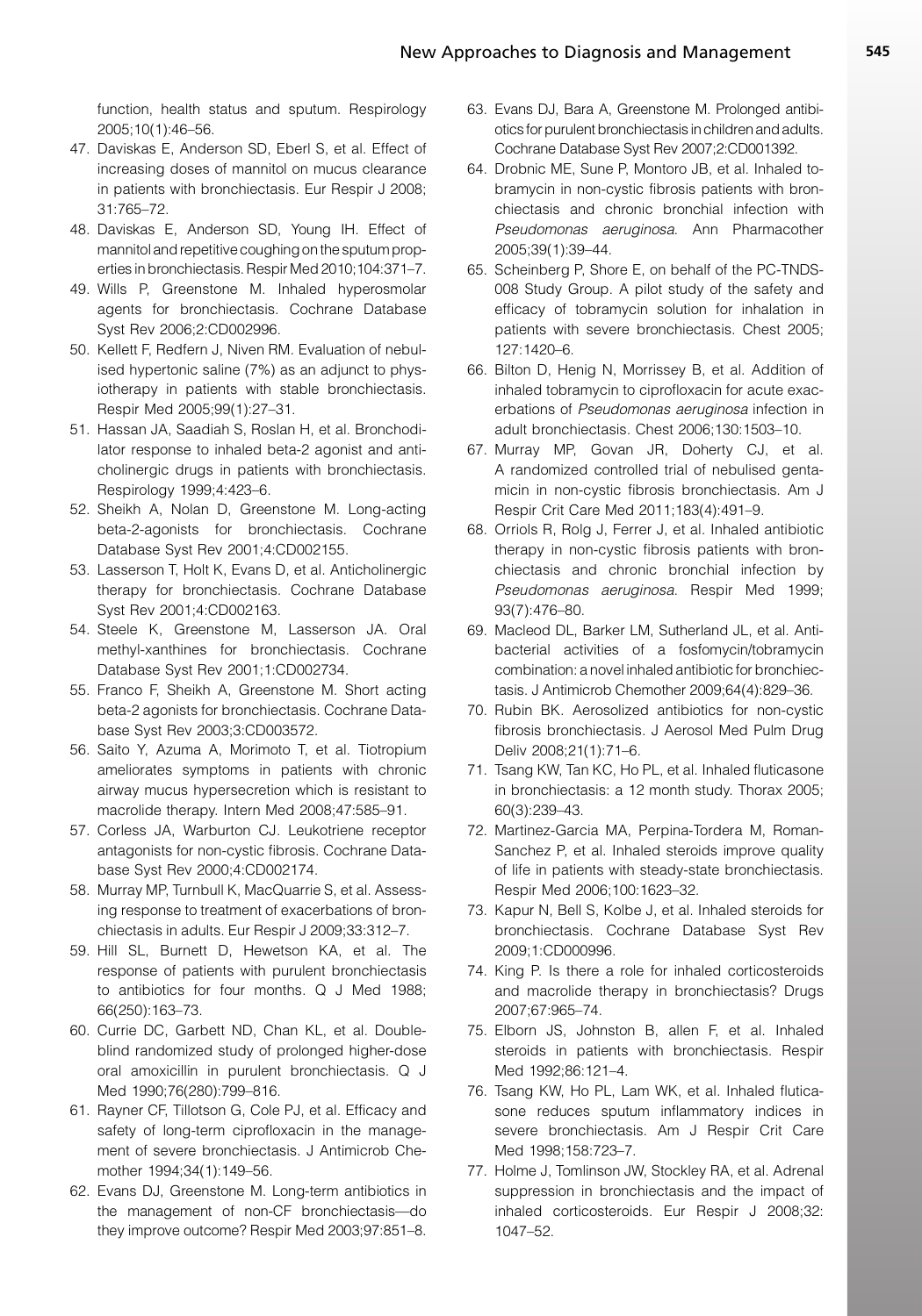function, health status and sputum. Respirology 2005;10(1):46–56.

47. Daviskas E, Anderson SD, Eberl S, et al. Effect of increasing doses of mannitol on mucus clearance in patients with bronchiectasis. Eur Respir J 2008; 31:765–72.
48. Daviskas E, Anderson SD, Young IH. Effect of mannitol and repetitive coughing on the sputum properties in bronchiectasis. Respir Med 2010;104:371–7.
49. Wills P, Greenstone M. Inhaled hyperosmolar agents for bronchiectasis. Cochrane Database Syst Rev 2006;2:CD002996.
50. Kellett F, Redfern J, Niven RM. Evaluation of nebulised hypertonic saline (7%) as an adjunct to physiotherapy in patients with stable bronchiectasis. Respir Med 2005;99(1):27–31.
51. Hassan JA, Saadiah S, Roslan H, et al. Bronchodilator response to inhaled beta-2 agonist and anticholinergic drugs in patients with bronchiectasis. Respirology 1999;4:423–6.
52. Sheikh A, Nolan D, Greenstone M. Long-acting beta-2-agonists for bronchiectasis. Cochrane Database Syst Rev 2001;4:CD002155.
53. Lasserson T, Holt K, Evans D, et al. Anticholinergic therapy for bronchiectasis. Cochrane Database Syst Rev 2001;4:CD002163.
54. Steele K, Greenstone M, Lasserson JA. Oral methyl-xanthines for bronchiectasis. Cochrane Database Syst Rev 2001;1:CD002734.
55. Franco F, Sheikh A, Greenstone M. Short acting beta-2 agonists for bronchiectasis. Cochrane Database Syst Rev 2003;3:CD003572.
56. Saito Y, Azuma A, Morimoto T, et al. Tiotropium ameliorates symptoms in patients with chronic airway mucus hypersecretion which is resistant to macrolide therapy. Intern Med 2008;47:585–91.
57. Corless JA, Warburton CJ. Leukotriene receptor antagonists for non-cystic fibrosis. Cochrane Database Syst Rev 2000;4:CD002174.
58. Murray MP, Turnbull K, MacQuarrie S, et al. Assessing response to treatment of exacerbations of bronchiectasis in adults. Eur Respir J 2009;33:312–7.
59. Hill SL, Burnett D, Hewetson KA, et al. The response of patients with purulent bronchiectasis to antibiotics for four months. Q J Med 1988; 66(250):163–73.
60. Currie DC, Garbett ND, Chan KL, et al. Double-blind randomized study of prolonged higher-dose oral amoxicillin in purulent bronchiectasis. Q J Med 1990;76(280):799–816.
61. Rayner CF, Tillotson G, Cole PJ, et al. Efficacy and safety of long-term ciprofloxacin in the management of severe bronchiectasis. J Antimicrob Chemother 1994;34(1):149–56.
62. Evans DJ, Greenstone M. Long-term antibiotics in the management of non-CF bronchiectasis—do they improve outcome? Respir Med 2003;97:851–8.
63. Evans DJ, Bara A, Greenstone M. Prolonged antibiotics for purulent bronchiectasis in children and adults. Cochrane Database Syst Rev 2007;2:CD001392.
64. Drobnic ME, Sune P, Montoro JB, et al. Inhaled tobramycin in non-cystic fibrosis patients with bronchiectasis and chronic bronchial infection with *Pseudomonas aeruginosa*. Ann Pharmacother 2005;39(1):39–44.
65. Scheinberg P, Shore E, on behalf of the PC-TNDS-008 Study Group. A pilot study of the safety and efficacy of tobramycin solution for inhalation in patients with severe bronchiectasis. Chest 2005; 127:1420–6.
66. Bilton D, Henig N, Morrissey B, et al. Addition of inhaled tobramycin to ciprofloxacin for acute exacerbations of *Pseudomonas aeruginosa* infection in adult bronchiectasis. Chest 2006;130:1503–10.
67. Murray MP, Govan JR, Doherty CJ, et al. A randomized controlled trial of nebulised gentamicin in non-cystic fibrosis bronchiectasis. Am J Respir Crit Care Med 2011;183(4):491–9.
68. Orriols R, Rolg J, Ferrer J, et al. Inhaled antibiotic therapy in non-cystic fibrosis patients with bronchiectasis and chronic bronchial infection by *Pseudomonas aeruginosa*. Respir Med 1999; 93(7):476–80.
69. Macleod DL, Barker LM, Sutherland JL, et al. Antibacterial activities of a fosfomycin/tobramycin combination: a novel inhaled antibiotic for bronchiectasis. J Antimicrob Chemother 2009;64(4):829–36.
70. Rubin BK. Aerosolized antibiotics for non-cystic fibrosis bronchiectasis. J Aerosol Med Pulm Drug Deliv 2008;21(1):71–6.
71. Tsang KW, Tan KC, Ho PL, et al. Inhaled fluticasone in bronchiectasis: a 12 month study. Thorax 2005; 60(3):239–43.
72. Martinez-Garcia MA, Perpina-Tordera M, Roman-Sanchez P, et al. Inhaled steroids improve quality of life in patients with steady-state bronchiectasis. Respir Med 2006;100:1623–32.
73. Kapur N, Bell S, Kolbe J, et al. Inhaled steroids for bronchiectasis. Cochrane Database Syst Rev 2009;1:CD000996.
74. King P. Is there a role for inhaled corticosteroids and macrolide therapy in bronchiectasis? Drugs 2007;67:965–74.
75. Elborn JS, Johnston B, allen F, et al. Inhaled steroids in patients with bronchiectasis. Respir Med 1992;86:121–4.
76. Tsang KW, Ho PL, Lam WK, et al. Inhaled fluticasone reduces sputum inflammatory indices in severe bronchiectasis. Am J Respir Crit Care Med 1998;158:723–7.
77. Holme J, Tomlinson JW, Stockley RA, et al. Adrenal suppression in bronchiectasis and the impact of inhaled corticosteroids. Eur Respir J 2008;32: 1047–52.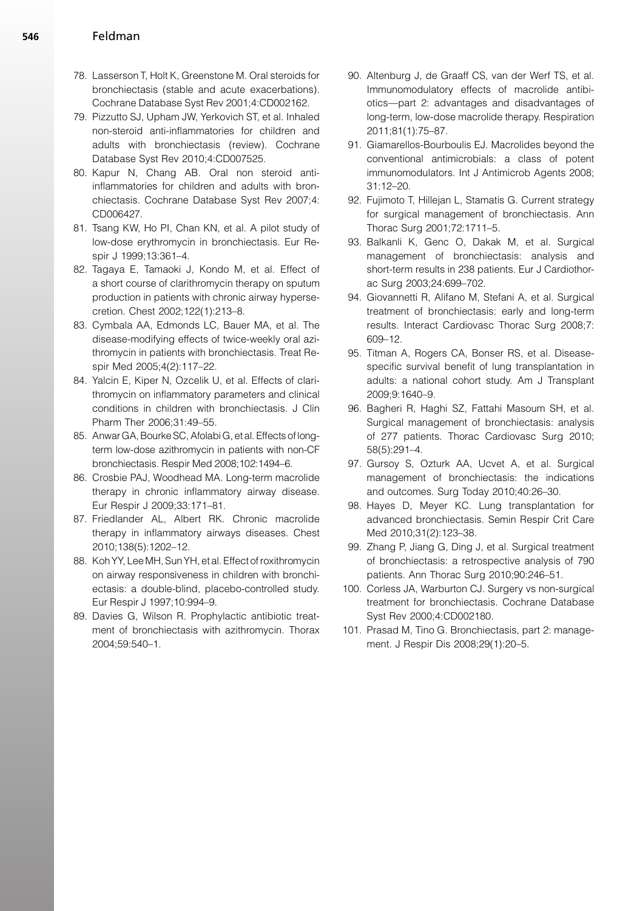78. Lasserson T, Holt K, Greenstone M. Oral steroids for bronchiectasis (stable and acute exacerbations). Cochrane Database Syst Rev 2001;4:CD002162.
79. Pizzutto SJ, Upham JW, Yerkovich ST, et al. Inhaled non-steroid anti-inflammatories for children and adults with bronchiectasis (review). Cochrane Database Syst Rev 2010;4:CD007525.
80. Kapur N, Chang AB. Oral non steroid anti-inflammatories for children and adults with bronchiectasis. Cochrane Database Syst Rev 2007;4: CD006427.
81. Tsang KW, Ho PI, Chan KN, et al. A pilot study of low-dose erythromycin in bronchiectasis. Eur Respir J 1999;13:361–4.
82. Tagaya E, Tamaoki J, Kondo M, et al. Effect of a short course of clarithromycin therapy on sputum production in patients with chronic airway hypersecretion. Chest 2002;122(1):213–8.
83. Cymbala AA, Edmonds LC, Bauer MA, et al. The disease-modifying effects of twice-weekly oral azithromycin in patients with bronchiectasis. Treat Respir Med 2005;4(2):117–22.
84. Yalcin E, Kiper N, Ozcelik U, et al. Effects of clarithromycin on inflammatory parameters and clinical conditions in children with bronchiectasis. J Clin Pharm Ther 2006;31:49–55.
85. Anwar GA, Bourke SC, Afolabi G, et al. Effects of long-term low-dose azithromycin in patients with non-CF bronchiectasis. Respir Med 2008;102:1494–6.
86. Crosbie PAJ, Woodhead MA. Long-term macrolide therapy in chronic inflammatory airway disease. Eur Respir J 2009;33:171–81.
87. Friedlander AL, Albert RK. Chronic macrolide therapy in inflammatory airways diseases. Chest 2010;138(5):1202–12.
88. Koh YY, Lee MH, Sun YH, et al. Effect of roxithromycin on airway responsiveness in children with bronchiectasis: a double-blind, placebo-controlled study. Eur Respir J 1997;10:994–9.
89. Davies G, Wilson R. Prophylactic antibiotic treatment of bronchiectasis with azithromycin. Thorax 2004;59:540–1.
90. Altenburg J, de Graaff CS, van der Werf TS, et al. Immunomodulatory effects of macrolide antibiotics—part 2: advantages and disadvantages of long-term, low-dose macrolide therapy. Respiration 2011;81(1):75–87.
91. Giamarellos-Bourboulis EJ. Macrolides beyond the conventional antimicrobials: a class of potent immunomodulators. Int J Antimicrob Agents 2008; 31:12–20.
92. Fujimoto T, Hillejan L, Stamatis G. Current strategy for surgical management of bronchiectasis. Ann Thorac Surg 2001;72:1711–5.
93. Balkanli K, Genc O, Dakak M, et al. Surgical management of bronchiectasis: analysis and short-term results in 238 patients. Eur J Cardiothorac Surg 2003;24:699–702.
94. Giovannetti R, Alifano M, Stefani A, et al. Surgical treatment of bronchiectasis: early and long-term results. Interact Cardiovasc Thorac Surg 2008;7: 609–12.
95. Titman A, Rogers CA, Bonser RS, et al. Disease-specific survival benefit of lung transplantation in adults: a national cohort study. Am J Transplant 2009;9:1640–9.
96. Bagheri R, Haghi SZ, Fattahi Masoum SH, et al. Surgical management of bronchiectasis: analysis of 277 patients. Thorac Cardiovasc Surg 2010; 58(5):291–4.
97. Gursoy S, Ozturk AA, Ucvet A, et al. Surgical management of bronchiectasis: the indications and outcomes. Surg Today 2010;40:26–30.
98. Hayes D, Meyer KC. Lung transplantation for advanced bronchiectasis. Semin Respir Crit Care Med 2010;31(2):123–38.
99. Zhang P, Jiang G, Ding J, et al. Surgical treatment of bronchiectasis: a retrospective analysis of 790 patients. Ann Thorac Surg 2010;90:246–51.
100. Corless JA, Warburton CJ. Surgery vs non-surgical treatment for bronchiectasis. Cochrane Database Syst Rev 2000;4:CD002180.
101. Prasad M, Tino G. Bronchiectasis, part 2: management. J Respir Dis 2008;29(1):20–5.